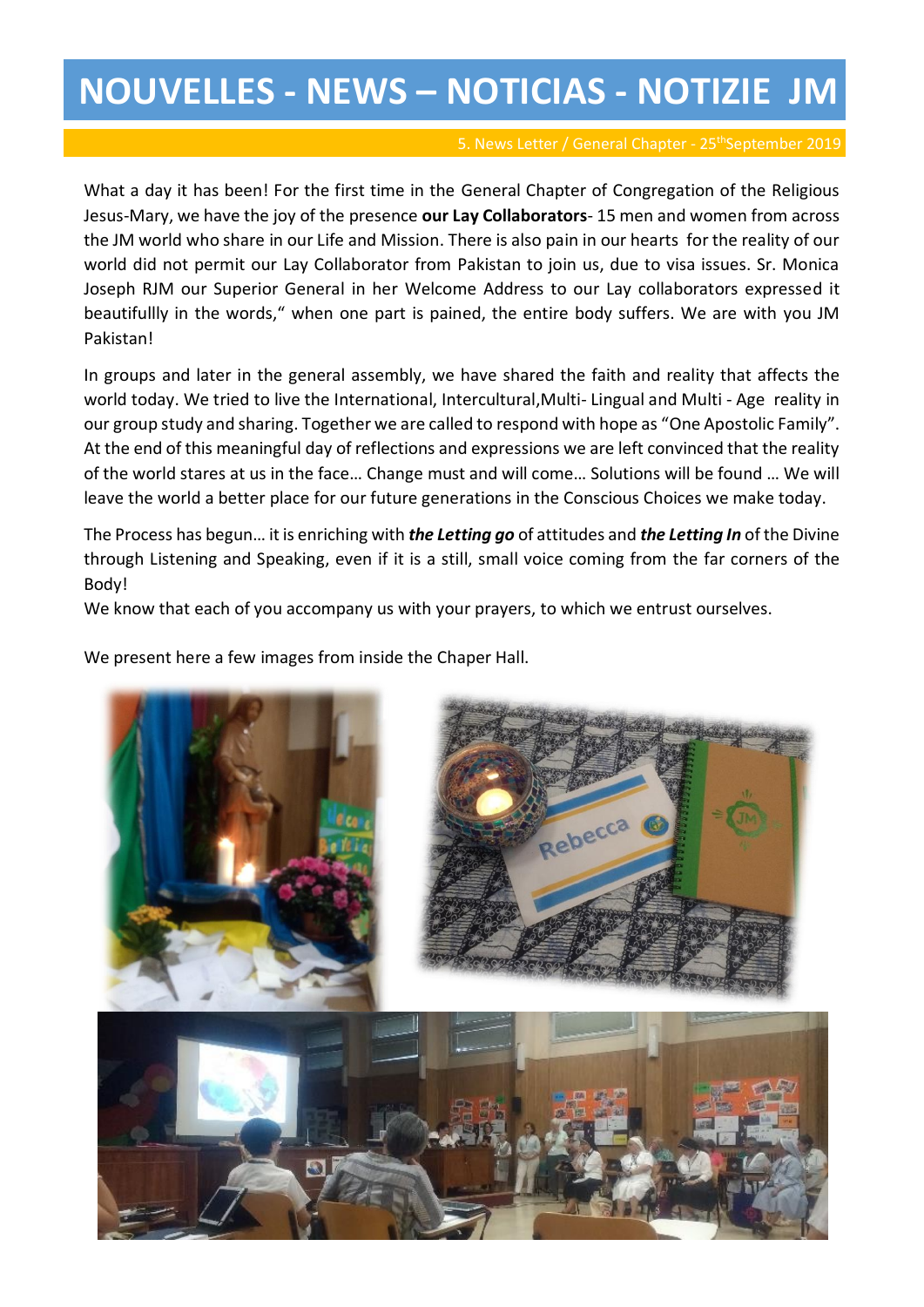# NOUVELLES - NEWS – NOTICIAS - NOTIZIE JM

5. News Letter / General Chapter - 25th September 2019

What a day it has been! For the first time in the General Chapter of Congregation of the Religious Jesus-Mary, we have the joy of the presence **our Lay Collaborators**- 15 men and women from across the JM world who share in our Life and Mission. There is also pain in our hearts for the reality of our world did not permit our Lay Collaborator from Pakistan to join us, due to visa issues. Sr. Monica Joseph RJM our Superior General in her Welcome Address to our Lay collaborators expressed it beautifullly in the words," when one part is pained, the entire body suffers. We are with you JM Pakistan!

In groups and later in the general assembly, we have shared the faith and reality that affects the world today. We tried to live the International, Intercultural,Multi- Lingual and Multi - Age reality in our group study and sharing. Together we are called to respond with hope as "One Apostolic Family". At the end of this meaningful day of reflections and expressions we are left convinced that the reality of the world stares at us in the face... Change must and will come... Solutions will be found ... We will leave the world a better place for our future generations in the Conscious Choices we make today.

The Process has begun... it is enriching with ***the Letting go*** of attitudes and ***the Letting In*** of the Divine through Listening and Speaking, even if it is a still, small voice coming from the far corners of the Body!

We know that each of you accompany us with your prayers, to which we entrust ourselves.

We present here a few images from inside the Chaper Hall.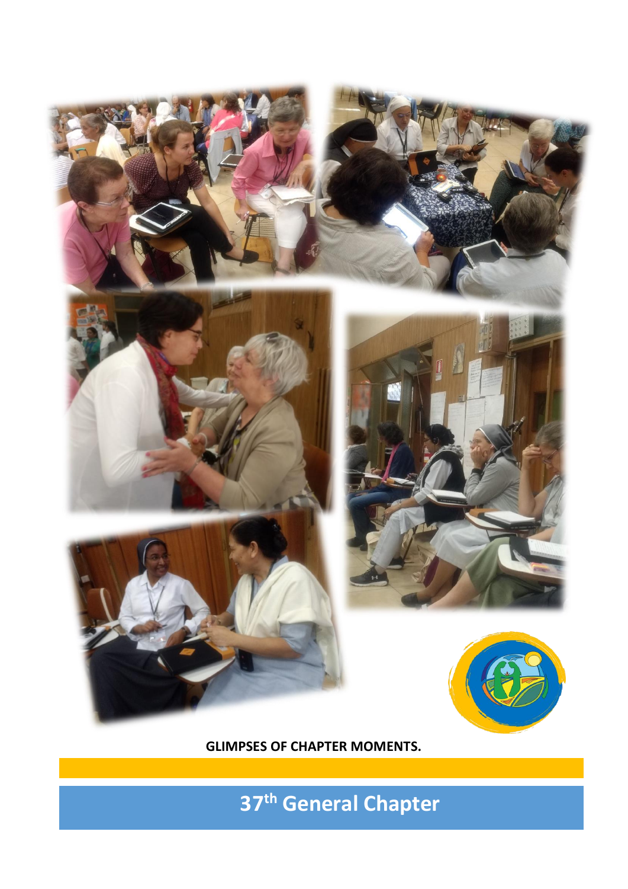**GLIMPSES OF CHAPTER MOMENTS.**

**37th General Chapter**